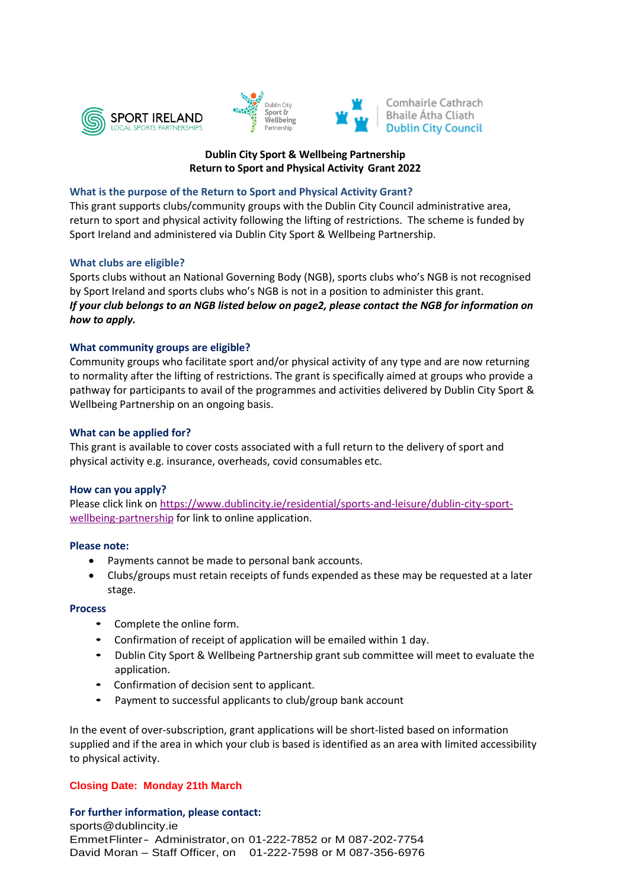Sport Ireland Local Sports Partnerships | Dublin City Sport & Wellbeing Partnership | Comhairle Cathrach Bhaile Átha Cliath Dublin City Council

**Dublin City Sport & Wellbeing Partnership**
**Return to Sport and Physical Activity Grant 2022**

### What is the purpose of the Return to Sport and Physical Activity Grant?

This grant supports clubs/community groups with the Dublin City Council administrative area, return to sport and physical activity following the lifting of restrictions. The scheme is funded by Sport Ireland and administered via Dublin City Sport & Wellbeing Partnership.

### What clubs are eligible?

Sports clubs without an National Governing Body (NGB), sports clubs who's NGB is not recognised by Sport Ireland and sports clubs who's NGB is not in a position to administer this grant.
***If your club belongs to an NGB listed below on page2, please contact the NGB for information on how to apply.***

### What community groups are eligible?

Community groups who facilitate sport and/or physical activity of any type and are now returning to normality after the lifting of restrictions. The grant is specifically aimed at groups who provide a pathway for participants to avail of the programmes and activities delivered by Dublin City Sport & Wellbeing Partnership on an ongoing basis.

### What can be applied for?

This grant is available to cover costs associated with a full return to the delivery of sport and physical activity e.g. insurance, overheads, covid consumables etc.

### How can you apply?

Please click link on [https://www.dublincity.ie/residential/sports-and-leisure/dublin-city-sport-wellbeing-partnership](https://www.dublincity.ie/residential/sports-and-leisure/dublin-city-sport-wellbeing-partnership) for link to online application.

### Please note:

- Payments cannot be made to personal bank accounts.
- Clubs/groups must retain receipts of funds expended as these may be requested at a later stage.

### Process

- Complete the online form.
- Confirmation of receipt of application will be emailed within 1 day.
- Dublin City Sport & Wellbeing Partnership grant sub committee will meet to evaluate the application.
- Confirmation of decision sent to applicant.
- Payment to successful applicants to club/group bank account

In the event of over-subscription, grant applications will be short-listed based on information supplied and if the area in which your club is based is identified as an area with limited accessibility to physical activity.

**Closing Date: Monday 21th March**

**For further information, please contact:**
sports@dublincity.ie
Emmet Flinter – Administrator, on 01-222-7852 or M 087-202-7754
David Moran – Staff Officer, on 01-222-7598 or M 087-356-6976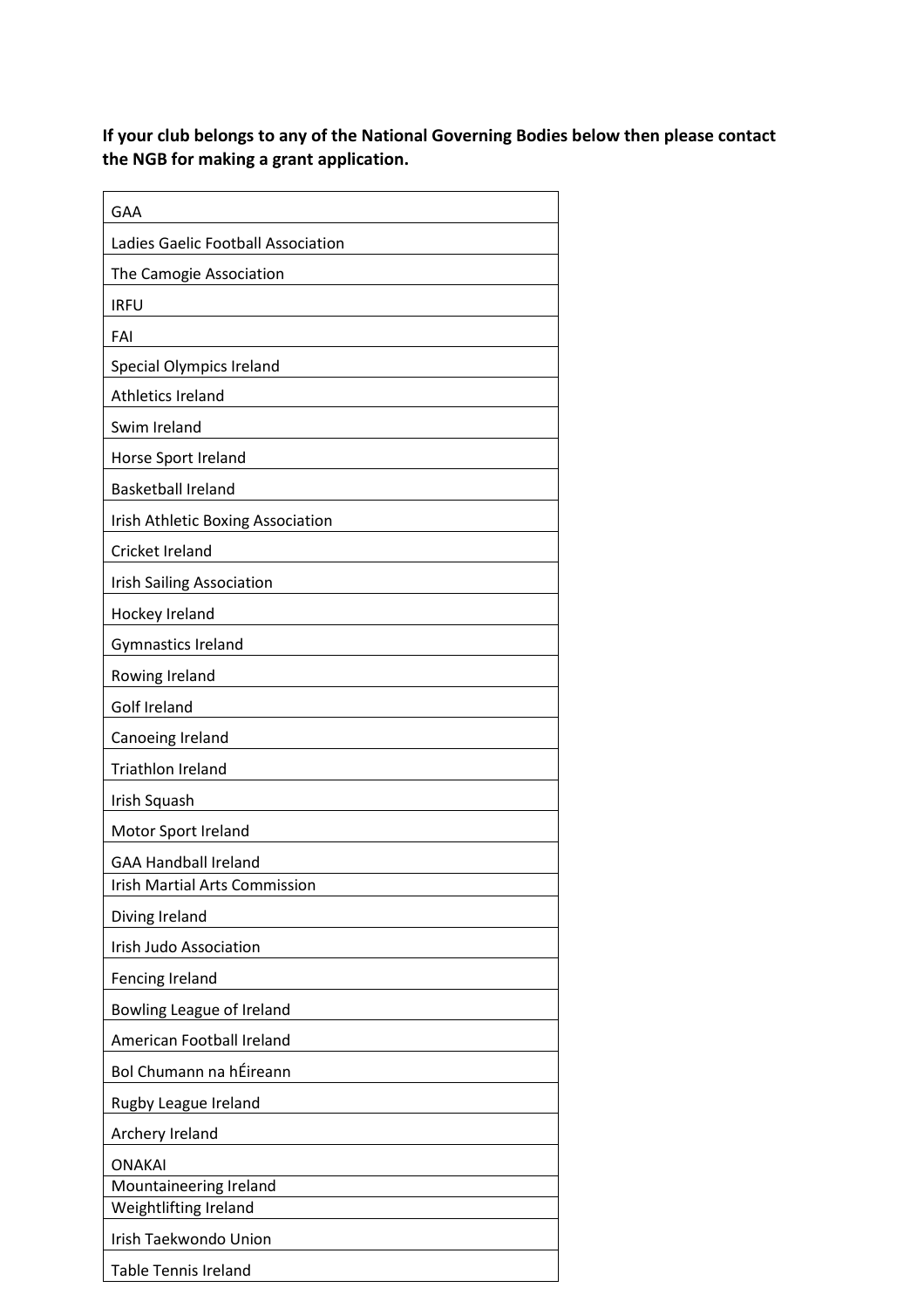**If your club belongs to any of the National Governing Bodies below then please contact the NGB for making a grant application.**

| |
|---|
| GAA |
| Ladies Gaelic Football Association |
| The Camogie Association |
| IRFU |
| FAI |
| Special Olympics Ireland |
| Athletics Ireland |
| Swim Ireland |
| Horse Sport Ireland |
| Basketball Ireland |
| Irish Athletic Boxing Association |
| Cricket Ireland |
| Irish Sailing Association |
| Hockey Ireland |
| Gymnastics Ireland |
| Rowing Ireland |
| Golf Ireland |
| Canoeing Ireland |
| Triathlon Ireland |
| Irish Squash |
| Motor Sport Ireland |
| GAA Handball Ireland |
| Irish Martial Arts Commission |
| Diving Ireland |
| Irish Judo Association |
| Fencing Ireland |
| Bowling League of Ireland |
| American Football Ireland |
| Bol Chumann na hÉireann |
| Rugby League Ireland |
| Archery Ireland |
| ONAKAI |
| Mountaineering Ireland |
| Weightlifting Ireland |
| Irish Taekwondo Union |
| Table Tennis Ireland |